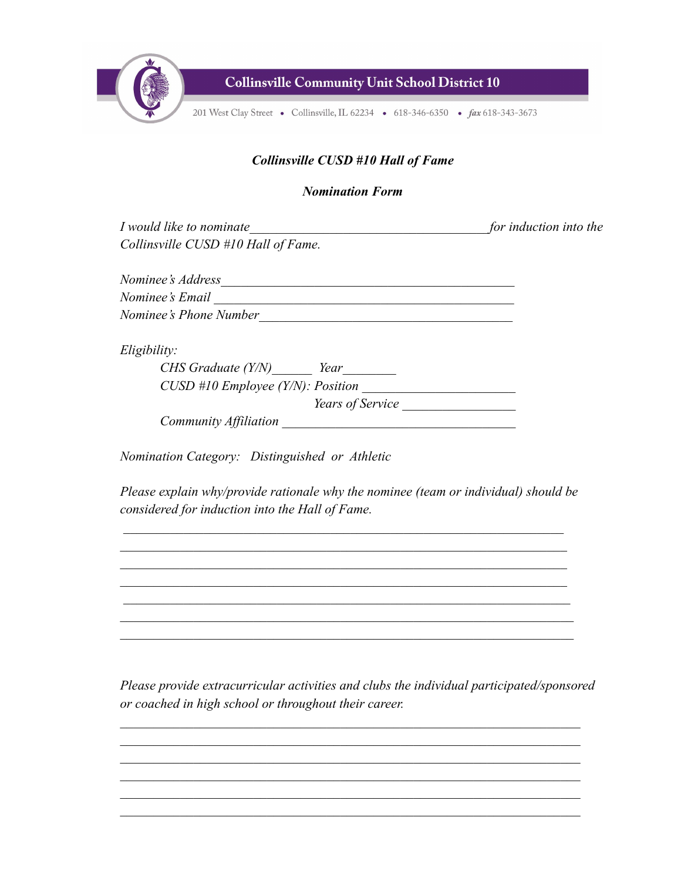# Collinsville Community Unit School District 10

201 West Clay Street • Collinsville, IL 62234 • 618-346-6350 • *fax* 618-343-3673

***Collinsville CUSD #10 Hall of Fame***

***Nomination Form***

*I would like to nominate___________________________________for induction into the Collinsville CUSD #10 Hall of Fame.*

*Nominee's Address_____________________________________________*

*Nominee's Email _____________________________________________*

*Nominee's Phone Number_____________________________________*

*Eligibility:*

*CHS Graduate (Y/N)______ Year________*

*CUSD #10 Employee (Y/N): Position ______________________*

*Years of Service ________________*

*Community Affiliation __________________________________*

*Nomination Category: Distinguished or Athletic*

*Please explain why/provide rationale why the nominee (team or individual) should be considered for induction into the Hall of Fame.*

_____________________________________________________________________

_____________________________________________________________________

_____________________________________________________________________

_____________________________________________________________________

_____________________________________________________________________

_____________________________________________________________________

_____________________________________________________________________

*Please provide extracurricular activities and clubs the individual participated/sponsored or coached in high school or throughout their career.*

_____________________________________________________________________

_____________________________________________________________________

_____________________________________________________________________

_____________________________________________________________________

_____________________________________________________________________

_____________________________________________________________________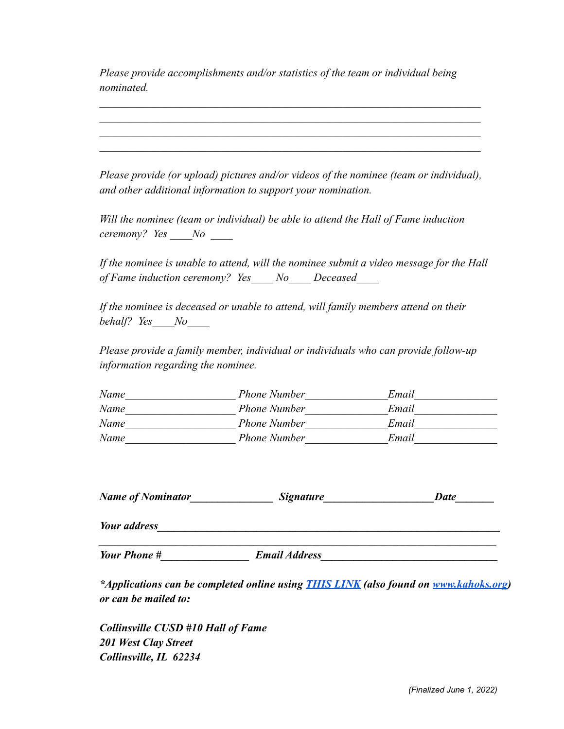*Please provide accomplishments and/or statistics of the team or individual being nominated.*

___________________________________________________________________________
___________________________________________________________________________
___________________________________________________________________________
___________________________________________________________________________

*Please provide (or upload) pictures and/or videos of the nominee (team or individual), and other additional information to support your nomination.*

*Will the nominee (team or individual) be able to attend the Hall of Fame induction ceremony? Yes ____No ____*

*If the nominee is unable to attend, will the nominee submit a video message for the Hall of Fame induction ceremony? Yes____ No____ Deceased____*

*If the nominee is deceased or unable to attend, will family members attend on their behalf? Yes____No____*

*Please provide a family member, individual or individuals who can provide follow-up information regarding the nominee.*

*Name____________________ Phone Number_______________Email_______________*
*Name____________________ Phone Number_______________Email_______________*
*Name____________________ Phone Number_______________Email_______________*
*Name____________________ Phone Number_______________Email_______________*

***Name of Nominator_______________ Signature____________________Date_______***

***Your address_________________________________________________________________***
***___________________________________________________________________________***

***Your Phone #________________ Email Address_________________________________***

***\*Applications can be completed online using [THIS LINK]() (also found on [www.kahoks.org](http://www.kahoks.org)) or can be mailed to:***

***Collinsville CUSD #10 Hall of Fame***
***201 West Clay Street***
***Collinsville, IL 62234***

*(Finalized June 1, 2022)*